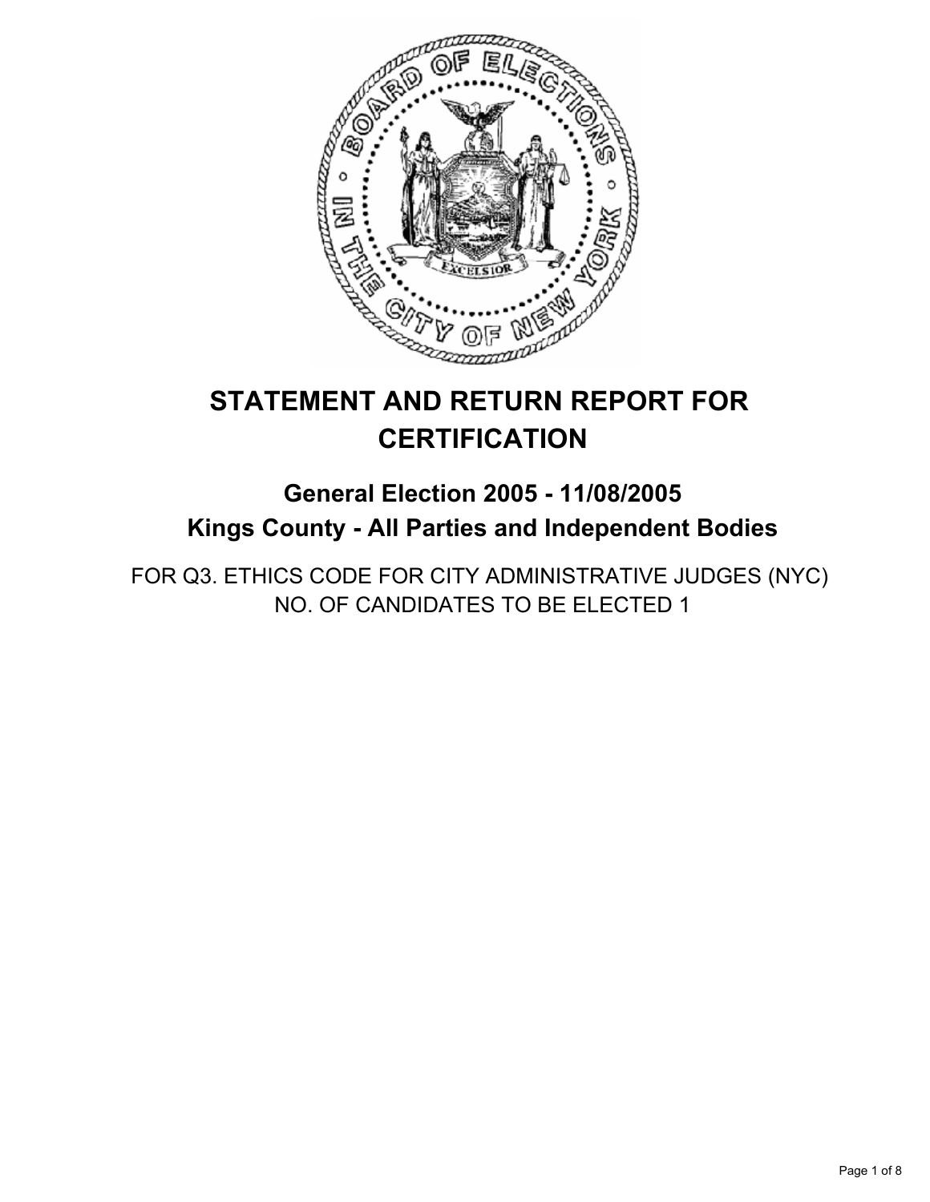# STATEMENT AND RETURN REPORT FOR CERTIFICATION

## General Election 2005 - 11/08/2005

## Kings County - All Parties and Independent Bodies

FOR Q3. ETHICS CODE FOR CITY ADMINISTRATIVE JUDGES (NYC)
NO. OF CANDIDATES TO BE ELECTED 1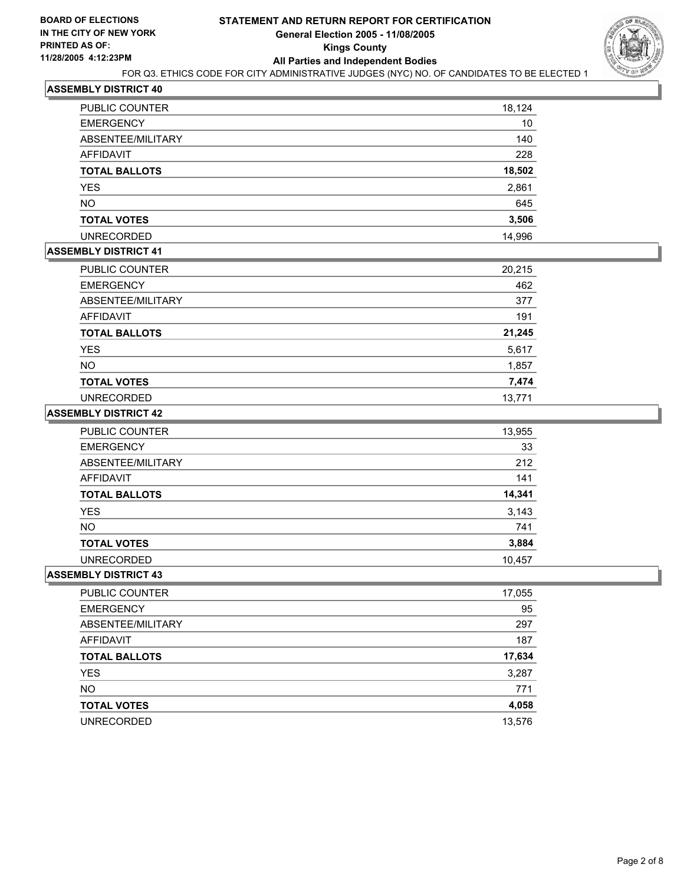**BOARD OF ELECTIONS IN THE CITY OF NEW YORK**
**PRINTED AS OF: 11/28/2005 4:12:23PM**

# STATEMENT AND RETURN REPORT FOR CERTIFICATION
## General Election 2005 - 11/08/2005
## Kings County
## All Parties and Independent Bodies

FOR Q3. ETHICS CODE FOR CITY ADMINISTRATIVE JUDGES (NYC) NO. OF CANDIDATES TO BE ELECTED 1

### ASSEMBLY DISTRICT 40

| | |
|---|---|
| PUBLIC COUNTER | 18,124 |
| EMERGENCY | 10 |
| ABSENTEE/MILITARY | 140 |
| AFFIDAVIT | 228 |
| **TOTAL BALLOTS** | **18,502** |
| YES | 2,861 |
| NO | 645 |
| **TOTAL VOTES** | **3,506** |
| UNRECORDED | 14,996 |

### ASSEMBLY DISTRICT 41

| | |
|---|---|
| PUBLIC COUNTER | 20,215 |
| EMERGENCY | 462 |
| ABSENTEE/MILITARY | 377 |
| AFFIDAVIT | 191 |
| **TOTAL BALLOTS** | **21,245** |
| YES | 5,617 |
| NO | 1,857 |
| **TOTAL VOTES** | **7,474** |
| UNRECORDED | 13,771 |

### ASSEMBLY DISTRICT 42

| | |
|---|---|
| PUBLIC COUNTER | 13,955 |
| EMERGENCY | 33 |
| ABSENTEE/MILITARY | 212 |
| AFFIDAVIT | 141 |
| **TOTAL BALLOTS** | **14,341** |
| YES | 3,143 |
| NO | 741 |
| **TOTAL VOTES** | **3,884** |
| UNRECORDED | 10,457 |

### ASSEMBLY DISTRICT 43

| | |
|---|---|
| PUBLIC COUNTER | 17,055 |
| EMERGENCY | 95 |
| ABSENTEE/MILITARY | 297 |
| AFFIDAVIT | 187 |
| **TOTAL BALLOTS** | **17,634** |
| YES | 3,287 |
| NO | 771 |
| **TOTAL VOTES** | **4,058** |
| UNRECORDED | 13,576 |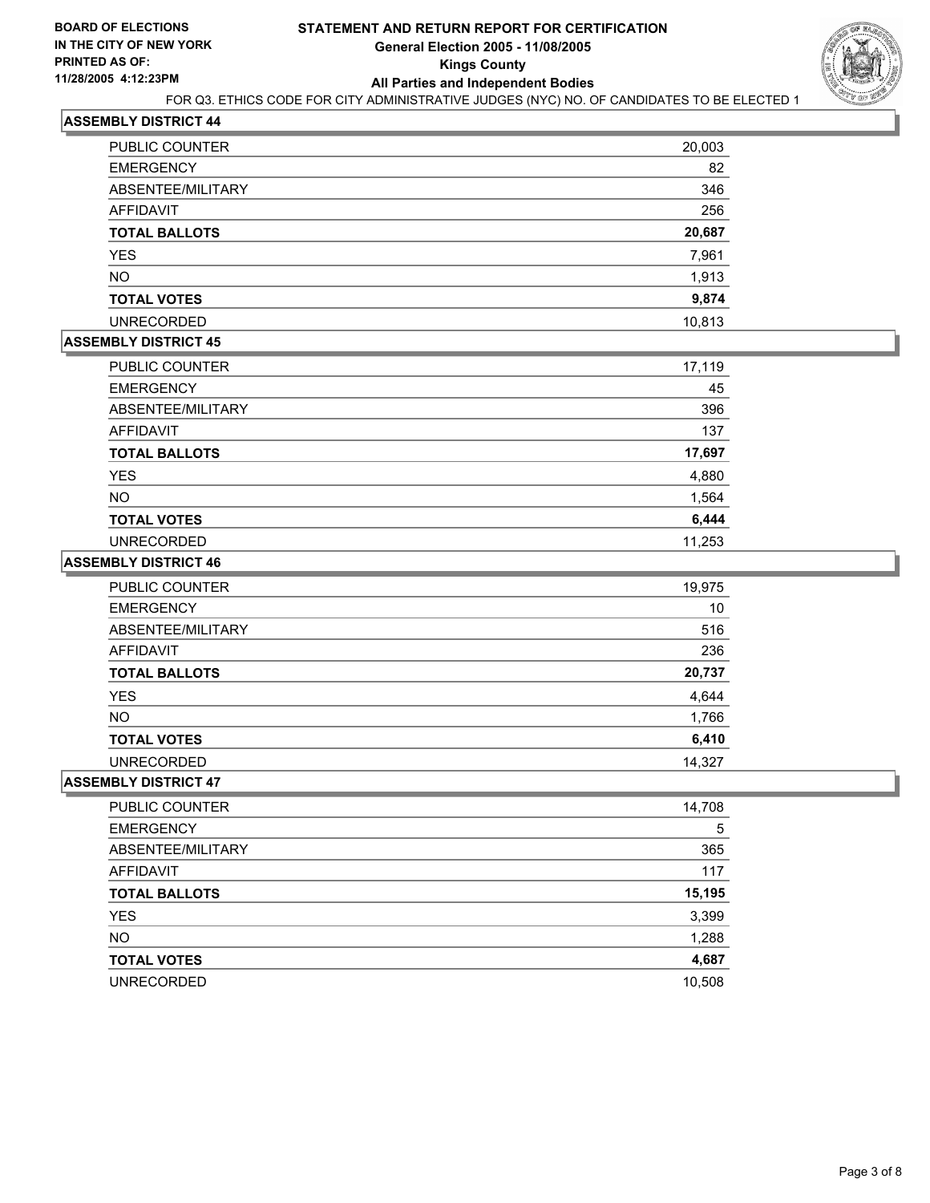**BOARD OF ELECTIONS IN THE CITY OF NEW YORK PRINTED AS OF: 11/28/2005 4:12:23PM**

# STATEMENT AND RETURN REPORT FOR CERTIFICATION
## General Election 2005 - 11/08/2005
## Kings County
## All Parties and Independent Bodies

FOR Q3. ETHICS CODE FOR CITY ADMINISTRATIVE JUDGES (NYC) NO. OF CANDIDATES TO BE ELECTED 1

### ASSEMBLY DISTRICT 44

| | |
|---|---|
| PUBLIC COUNTER | 20,003 |
| EMERGENCY | 82 |
| ABSENTEE/MILITARY | 346 |
| AFFIDAVIT | 256 |
| **TOTAL BALLOTS** | **20,687** |
| YES | 7,961 |
| NO | 1,913 |
| **TOTAL VOTES** | **9,874** |
| UNRECORDED | 10,813 |

### ASSEMBLY DISTRICT 45

| | |
|---|---|
| PUBLIC COUNTER | 17,119 |
| EMERGENCY | 45 |
| ABSENTEE/MILITARY | 396 |
| AFFIDAVIT | 137 |
| **TOTAL BALLOTS** | **17,697** |
| YES | 4,880 |
| NO | 1,564 |
| **TOTAL VOTES** | **6,444** |
| UNRECORDED | 11,253 |

### ASSEMBLY DISTRICT 46

| | |
|---|---|
| PUBLIC COUNTER | 19,975 |
| EMERGENCY | 10 |
| ABSENTEE/MILITARY | 516 |
| AFFIDAVIT | 236 |
| **TOTAL BALLOTS** | **20,737** |
| YES | 4,644 |
| NO | 1,766 |
| **TOTAL VOTES** | **6,410** |
| UNRECORDED | 14,327 |

### ASSEMBLY DISTRICT 47

| | |
|---|---|
| PUBLIC COUNTER | 14,708 |
| EMERGENCY | 5 |
| ABSENTEE/MILITARY | 365 |
| AFFIDAVIT | 117 |
| **TOTAL BALLOTS** | **15,195** |
| YES | 3,399 |
| NO | 1,288 |
| **TOTAL VOTES** | **4,687** |
| UNRECORDED | 10,508 |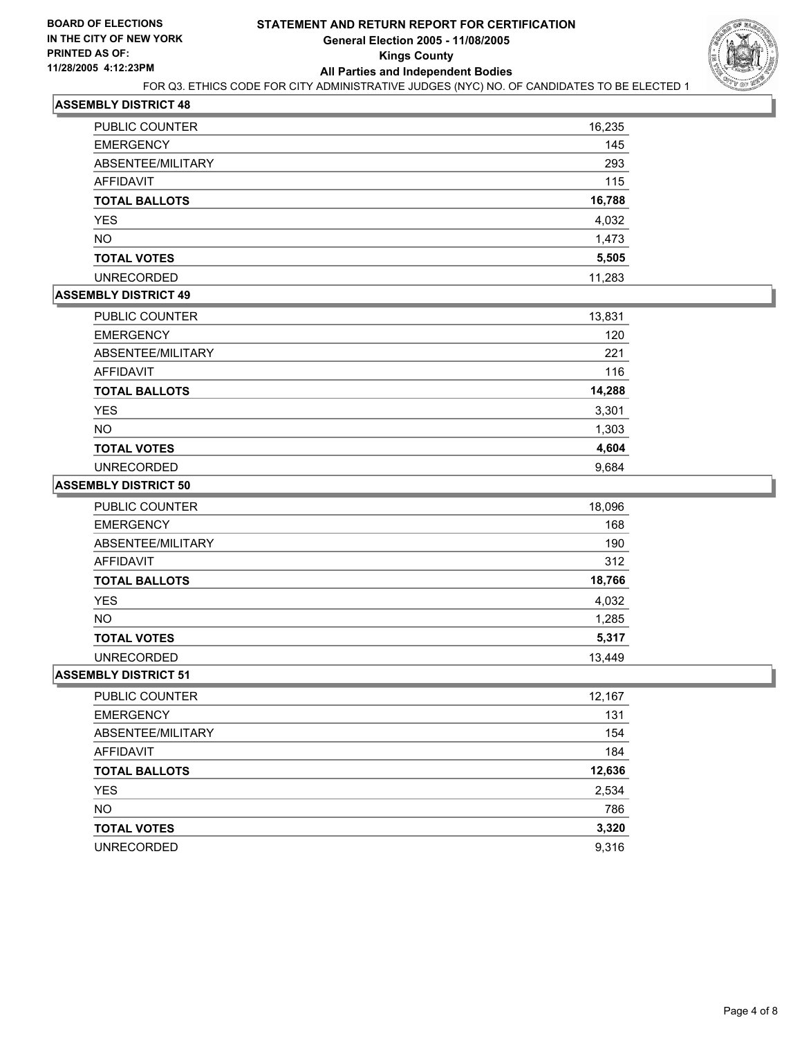BOARD OF ELECTIONS
IN THE CITY OF NEW YORK
PRINTED AS OF:
11/28/2005 4:12:23PM

# STATEMENT AND RETURN REPORT FOR CERTIFICATION
## General Election 2005 - 11/08/2005
## Kings County
## All Parties and Independent Bodies

FOR Q3. ETHICS CODE FOR CITY ADMINISTRATIVE JUDGES (NYC) NO. OF CANDIDATES TO BE ELECTED 1

### ASSEMBLY DISTRICT 48

| | |
|---|---|
| PUBLIC COUNTER | 16,235 |
| EMERGENCY | 145 |
| ABSENTEE/MILITARY | 293 |
| AFFIDAVIT | 115 |
| **TOTAL BALLOTS** | **16,788** |
| YES | 4,032 |
| NO | 1,473 |
| **TOTAL VOTES** | **5,505** |
| UNRECORDED | 11,283 |

### ASSEMBLY DISTRICT 49

| | |
|---|---|
| PUBLIC COUNTER | 13,831 |
| EMERGENCY | 120 |
| ABSENTEE/MILITARY | 221 |
| AFFIDAVIT | 116 |
| **TOTAL BALLOTS** | **14,288** |
| YES | 3,301 |
| NO | 1,303 |
| **TOTAL VOTES** | **4,604** |
| UNRECORDED | 9,684 |

### ASSEMBLY DISTRICT 50

| | |
|---|---|
| PUBLIC COUNTER | 18,096 |
| EMERGENCY | 168 |
| ABSENTEE/MILITARY | 190 |
| AFFIDAVIT | 312 |
| **TOTAL BALLOTS** | **18,766** |
| YES | 4,032 |
| NO | 1,285 |
| **TOTAL VOTES** | **5,317** |
| UNRECORDED | 13,449 |

### ASSEMBLY DISTRICT 51

| | |
|---|---|
| PUBLIC COUNTER | 12,167 |
| EMERGENCY | 131 |
| ABSENTEE/MILITARY | 154 |
| AFFIDAVIT | 184 |
| **TOTAL BALLOTS** | **12,636** |
| YES | 2,534 |
| NO | 786 |
| **TOTAL VOTES** | **3,320** |
| UNRECORDED | 9,316 |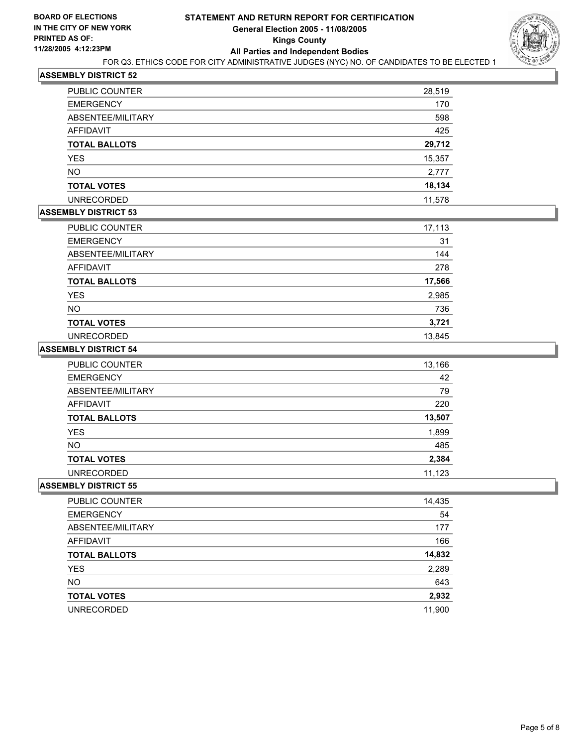**BOARD OF ELECTIONS IN THE CITY OF NEW YORK**
**PRINTED AS OF: 11/28/2005 4:12:23PM**

# STATEMENT AND RETURN REPORT FOR CERTIFICATION
## General Election 2005 - 11/08/2005
## Kings County
## All Parties and Independent Bodies

FOR Q3. ETHICS CODE FOR CITY ADMINISTRATIVE JUDGES (NYC) NO. OF CANDIDATES TO BE ELECTED 1

### ASSEMBLY DISTRICT 52

| | |
|---|---|
| PUBLIC COUNTER | 28,519 |
| EMERGENCY | 170 |
| ABSENTEE/MILITARY | 598 |
| AFFIDAVIT | 425 |
| **TOTAL BALLOTS** | **29,712** |
| YES | 15,357 |
| NO | 2,777 |
| **TOTAL VOTES** | **18,134** |
| UNRECORDED | 11,578 |

### ASSEMBLY DISTRICT 53

| | |
|---|---|
| PUBLIC COUNTER | 17,113 |
| EMERGENCY | 31 |
| ABSENTEE/MILITARY | 144 |
| AFFIDAVIT | 278 |
| **TOTAL BALLOTS** | **17,566** |
| YES | 2,985 |
| NO | 736 |
| **TOTAL VOTES** | **3,721** |
| UNRECORDED | 13,845 |

### ASSEMBLY DISTRICT 54

| | |
|---|---|
| PUBLIC COUNTER | 13,166 |
| EMERGENCY | 42 |
| ABSENTEE/MILITARY | 79 |
| AFFIDAVIT | 220 |
| **TOTAL BALLOTS** | **13,507** |
| YES | 1,899 |
| NO | 485 |
| **TOTAL VOTES** | **2,384** |
| UNRECORDED | 11,123 |

### ASSEMBLY DISTRICT 55

| | |
|---|---|
| PUBLIC COUNTER | 14,435 |
| EMERGENCY | 54 |
| ABSENTEE/MILITARY | 177 |
| AFFIDAVIT | 166 |
| **TOTAL BALLOTS** | **14,832** |
| YES | 2,289 |
| NO | 643 |
| **TOTAL VOTES** | **2,932** |
| UNRECORDED | 11,900 |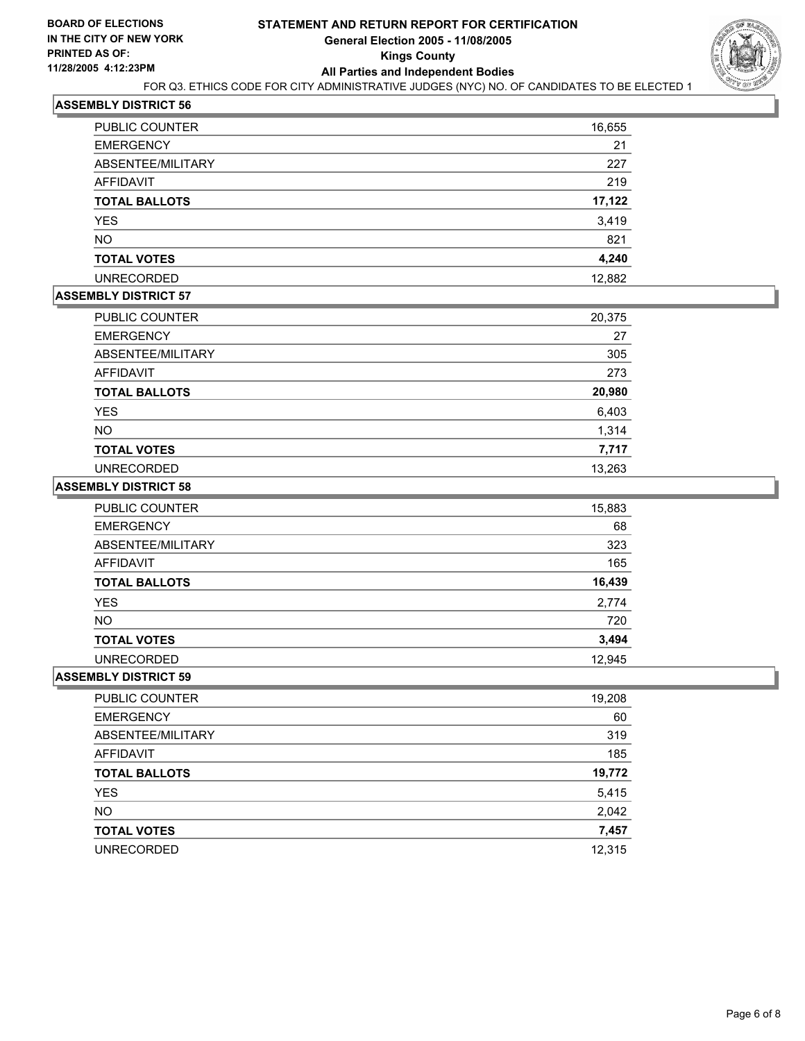**BOARD OF ELECTIONS IN THE CITY OF NEW YORK PRINTED AS OF: 11/28/2005 4:12:23PM**

# STATEMENT AND RETURN REPORT FOR CERTIFICATION
## General Election 2005 - 11/08/2005
## Kings County
## All Parties and Independent Bodies

FOR Q3. ETHICS CODE FOR CITY ADMINISTRATIVE JUDGES (NYC) NO. OF CANDIDATES TO BE ELECTED 1

### ASSEMBLY DISTRICT 56

| | |
|---|---|
| PUBLIC COUNTER | 16,655 |
| EMERGENCY | 21 |
| ABSENTEE/MILITARY | 227 |
| AFFIDAVIT | 219 |
| **TOTAL BALLOTS** | **17,122** |
| YES | 3,419 |
| NO | 821 |
| **TOTAL VOTES** | **4,240** |
| UNRECORDED | 12,882 |

### ASSEMBLY DISTRICT 57

| | |
|---|---|
| PUBLIC COUNTER | 20,375 |
| EMERGENCY | 27 |
| ABSENTEE/MILITARY | 305 |
| AFFIDAVIT | 273 |
| **TOTAL BALLOTS** | **20,980** |
| YES | 6,403 |
| NO | 1,314 |
| **TOTAL VOTES** | **7,717** |
| UNRECORDED | 13,263 |

### ASSEMBLY DISTRICT 58

| | |
|---|---|
| PUBLIC COUNTER | 15,883 |
| EMERGENCY | 68 |
| ABSENTEE/MILITARY | 323 |
| AFFIDAVIT | 165 |
| **TOTAL BALLOTS** | **16,439** |
| YES | 2,774 |
| NO | 720 |
| **TOTAL VOTES** | **3,494** |
| UNRECORDED | 12,945 |

### ASSEMBLY DISTRICT 59

| | |
|---|---|
| PUBLIC COUNTER | 19,208 |
| EMERGENCY | 60 |
| ABSENTEE/MILITARY | 319 |
| AFFIDAVIT | 185 |
| **TOTAL BALLOTS** | **19,772** |
| YES | 5,415 |
| NO | 2,042 |
| **TOTAL VOTES** | **7,457** |
| UNRECORDED | 12,315 |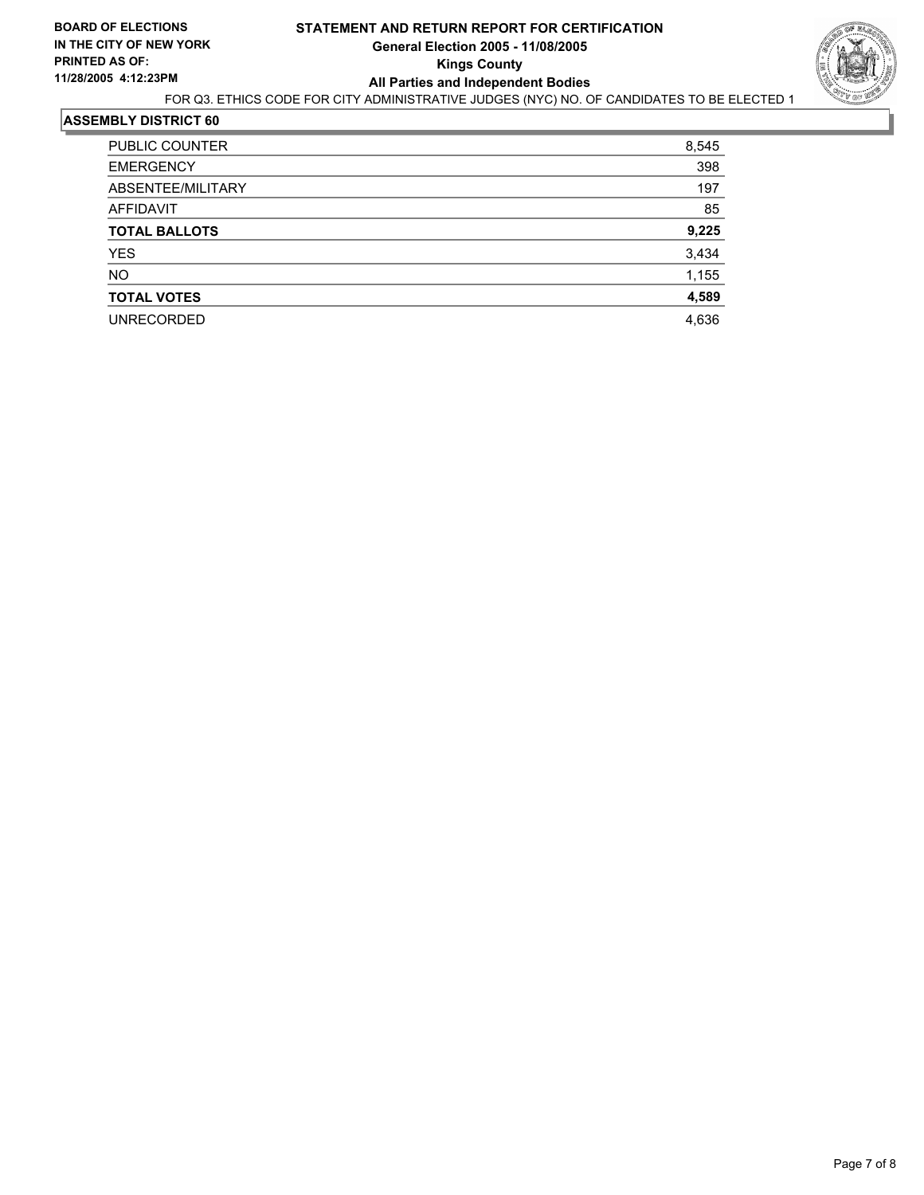**BOARD OF ELECTIONS IN THE CITY OF NEW YORK**
**PRINTED AS OF: 11/28/2005 4:12:23PM**

# STATEMENT AND RETURN REPORT FOR CERTIFICATION
## General Election 2005 - 11/08/2005
## Kings County
## All Parties and Independent Bodies

FOR Q3. ETHICS CODE FOR CITY ADMINISTRATIVE JUDGES (NYC) NO. OF CANDIDATES TO BE ELECTED 1

### ASSEMBLY DISTRICT 60

| | |
|---|---|
| PUBLIC COUNTER | 8,545 |
| EMERGENCY | 398 |
| ABSENTEE/MILITARY | 197 |
| AFFIDAVIT | 85 |
| **TOTAL BALLOTS** | **9,225** |
| YES | 3,434 |
| NO | 1,155 |
| **TOTAL VOTES** | **4,589** |
| UNRECORDED | 4,636 |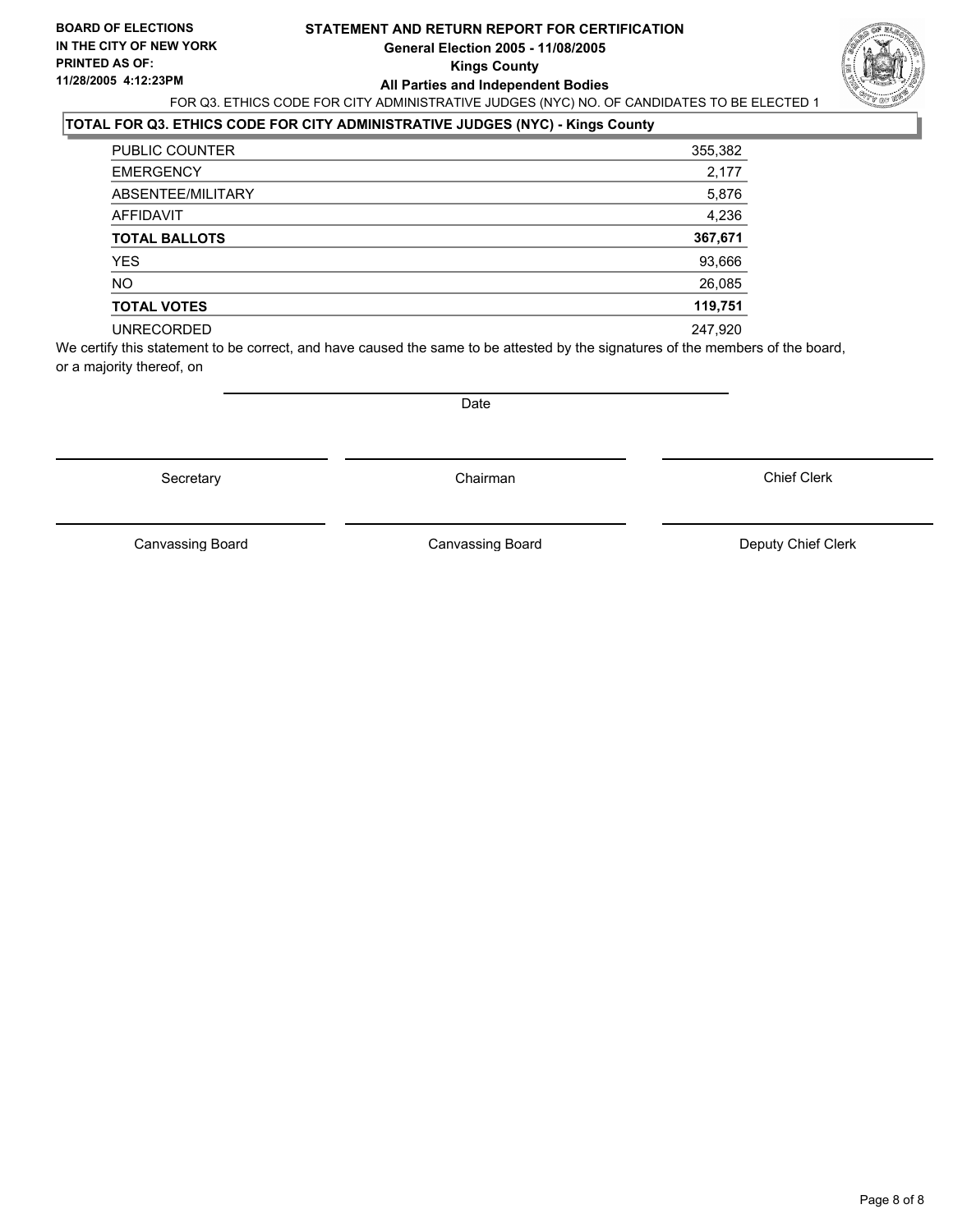BOARD OF ELECTIONS
IN THE CITY OF NEW YORK
PRINTED AS OF:
11/28/2005 4:12:23PM

**STATEMENT AND RETURN REPORT FOR CERTIFICATION**
**General Election 2005 - 11/08/2005**
**Kings County**
**All Parties and Independent Bodies**

FOR Q3. ETHICS CODE FOR CITY ADMINISTRATIVE JUDGES (NYC) NO. OF CANDIDATES TO BE ELECTED 1

**TOTAL FOR Q3. ETHICS CODE FOR CITY ADMINISTRATIVE JUDGES (NYC) - Kings County**

| | |
|---|---|
| PUBLIC COUNTER | 355,382 |
| EMERGENCY | 2,177 |
| ABSENTEE/MILITARY | 5,876 |
| AFFIDAVIT | 4,236 |
| **TOTAL BALLOTS** | **367,671** |
| YES | 93,666 |
| NO | 26,085 |
| **TOTAL VOTES** | **119,751** |
| UNRECORDED | 247,920 |

We certify this statement to be correct, and have caused the same to be attested by the signatures of the members of the board, or a majority thereof, on

Date

Secretary | Chairman | Chief Clerk

Canvassing Board | Canvassing Board | Deputy Chief Clerk